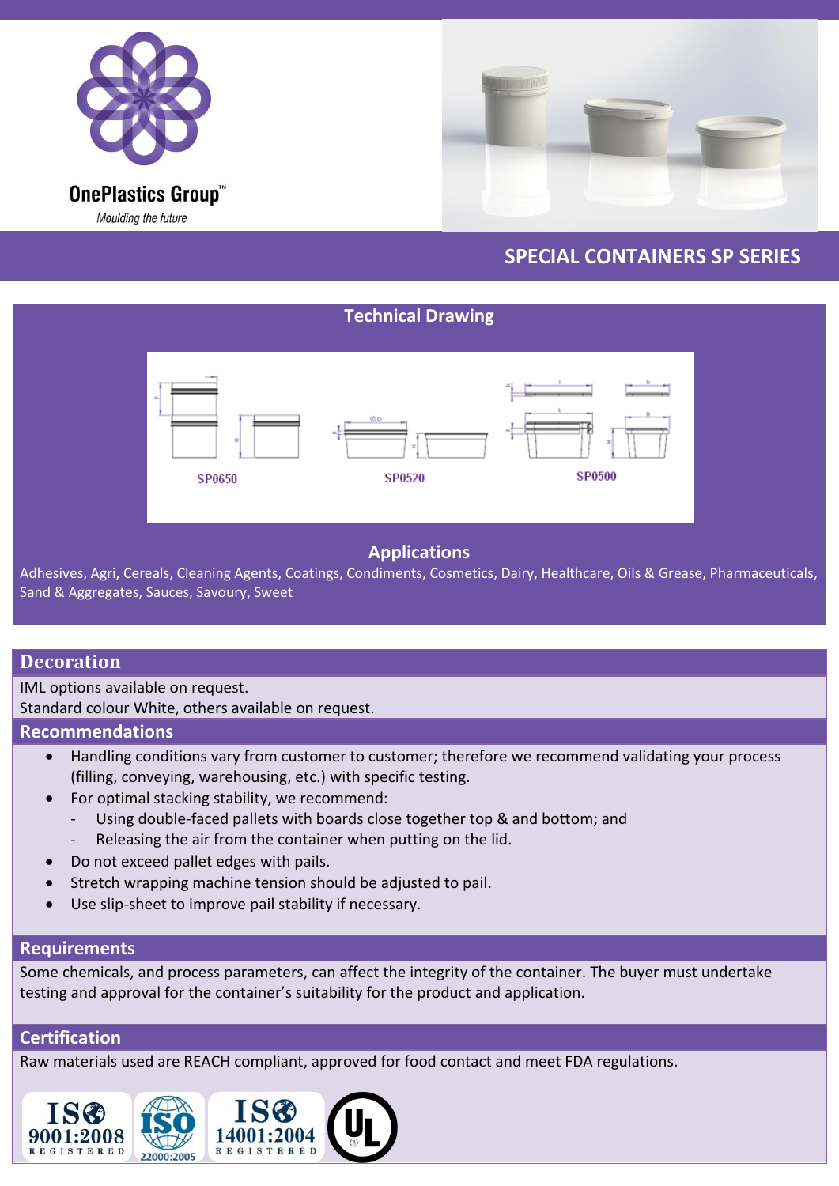OnePlastics Group™

*Moulding the future*

# SPECIAL CONTAINERS SP SERIES

## Technical Drawing

SP0650

SP0520

SP0500

## Applications

Adhesives, Agri, Cereals, Cleaning Agents, Coatings, Condiments, Cosmetics, Dairy, Healthcare, Oils & Grease, Pharmaceuticals, Sand & Aggregates, Sauces, Savoury, Sweet

## Decoration

IML options available on request.

Standard colour White, others available on request.

## Recommendations

- Handling conditions vary from customer to customer; therefore we recommend validating your process (filling, conveying, warehousing, etc.) with specific testing.
- For optimal stacking stability, we recommend:
  - Using double-faced pallets with boards close together top & and bottom; and
  - Releasing the air from the container when putting on the lid.
- Do not exceed pallet edges with pails.
- Stretch wrapping machine tension should be adjusted to pail.
- Use slip-sheet to improve pail stability if necessary.

## Requirements

Some chemicals, and process parameters, can affect the integrity of the container. The buyer must undertake testing and approval for the container's suitability for the product and application.

## Certification

Raw materials used are REACH compliant, approved for food contact and meet FDA regulations.

ISO 9001:2008 REGISTERED | ISO 22000:2005 | ISO 14001:2004 REGISTERED | UL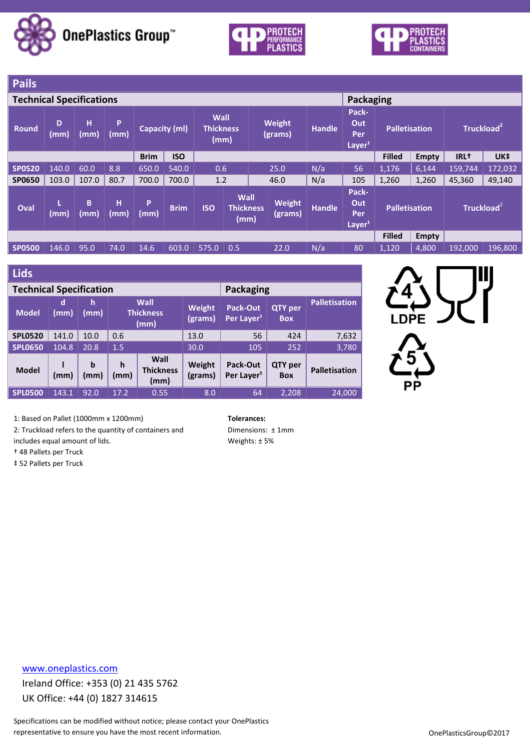OnePlastics Group™

PROTECH PERFORMANCE PLASTICS

PROTECH PLASTICS CONTAINERS

## Pails

| Technical Specifications | | | | | | | | | Packaging | | | | |
|---|---|---|---|---|---|---|---|---|---|---|---|---|---|
| Round | D (mm) | H (mm) | P (mm) | Capacity (ml) | | Wall Thickness (mm) | Weight (grams) | Handle | Pack-Out Per Layer[1] | Palletisation | | Truckload[2] | |
| | | | | Brim | ISO | | | | | Filled | Empty | IRL† | UK‡ |
| SP0520 | 140.0 | 60.0 | 8.8 | 650.0 | 540.0 | 0.6 | 25.0 | N/a | 56 | 1,176 | 6,144 | 159,744 | 172,032 |
| SP0650 | 103.0 | 107.0 | 80.7 | 700.0 | 700.0 | 1.2 | 46.0 | N/a | 105 | 1,260 | 1,260 | 45,360 | 49,140 |
| Oval | L (mm) | B (mm) | H (mm) | P (mm) | Brim | ISO | Wall Thickness (mm) | Weight (grams) | Handle | Pack-Out Per Layer[1] | Palletisation | | Truckload[2] |
| | | | | | | | | | | | Filled | Empty | |
| SP0500 | 146.0 | 95.0 | 74.0 | 14.6 | 603.0 | 575.0 | 0.5 | 22.0 | N/a | 80 | 1,120 | 4,800 | 192,000 / 196,800 |

## Lids

| Technical Specification | | | | | Packaging | | |
|---|---|---|---|---|---|---|---|
| Model | d (mm) | h (mm) | Wall Thickness (mm) | Weight (grams) | Pack-Out Per Layer[1] | QTY per Box | Palletisation |
| SPL0520 | 141.0 | 10.0 | 0.6 | 13.0 | 56 | 424 | 7,632 |
| SPL0650 | 104.8 | 20.8 | 1.5 | 30.0 | 105 | 252 | 3,780 |

| Model | l (mm) | b (mm) | h (mm) | Wall Thickness (mm) | Weight (grams) | Pack-Out Per Layer[1] | QTY per Box | Palletisation |
|---|---|---|---|---|---|---|---|---|
| SPL0500 | 143.1 | 92.0 | 17.2 | 0.55 | 8.0 | 64 | 2,208 | 24,000 |

4 LDPE

5 PP

1: Based on Pallet (1000mm x 1200mm)
2: Truckload refers to the quantity of containers and includes equal amount of lids.
† 48 Pallets per Truck
‡ 52 Pallets per Truck

**Tolerances:**
Dimensions: ± 1mm
Weights: ± 5%

www.oneplastics.com
Ireland Office: +353 (0) 21 435 5762
UK Office: +44 (0) 1827 314615

Specifications can be modified without notice; please contact your OnePlastics representative to ensure you have the most recent information.

OnePlasticsGroup©2017